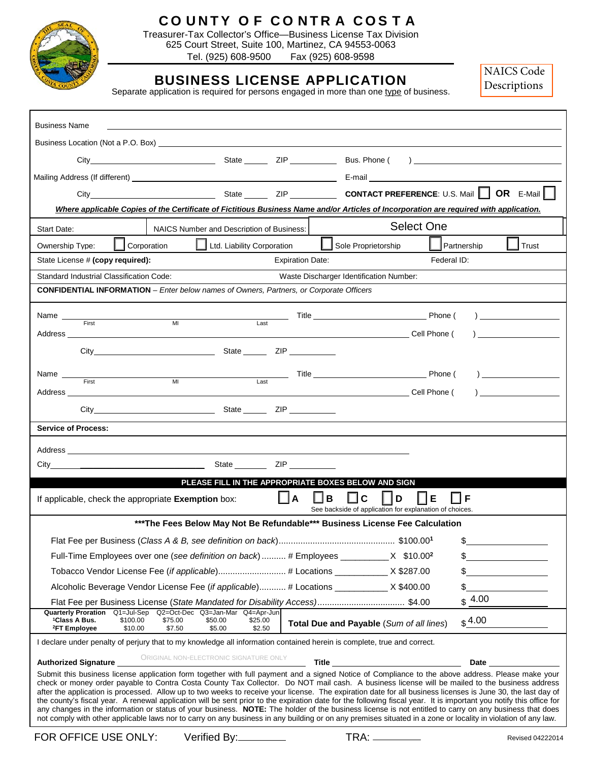# COUNTY OF CONTRA COSTA

Treasurer-Tax Collector's Office—Business License Tax Division
625 Court Street, Suite 100, Martinez, CA 94553-0063
Tel. (925) 608-9500 Fax (925) 608-9598

NAICS Code Descriptions

## BUSINESS LICENSE APPLICATION

Separate application is required for persons engaged in more than one type of business.

Business Name ______________________________

Business Location (Not a P.O. Box) ______________________________

City __________ State ______ ZIP ______ Bus. Phone ( ) __________

Mailing Address (If different) ______________________________ E-mail __________

City __________ State ______ ZIP ______ **CONTACT PREFERENCE**: U.S. Mail ☐ **OR** E-Mail ☐

***Where applicable Copies of the Certificate of Fictitious Business Name and/or Articles of Incorporation are required with application.***

Start Date: | NAICS Number and Description of Business: | Select One

Ownership Type: ☐ Corporation ☐ Ltd. Liability Corporation ☐ Sole Proprietorship ☐ Partnership ☐ Trust

State License # **(copy required):** Expiration Date: Federal ID:

Standard Industrial Classification Code: Waste Discharger Identification Number:

**CONFIDENTIAL INFORMATION** – *Enter below names of Owners, Partners, or Corporate Officers*

Name __________ (First) __________ (MI) __________ (Last) Title __________ Phone ( ) __________
Address ______________________________ Cell Phone ( ) __________
City __________ State ______ ZIP ______

Name __________ (First) __________ (MI) __________ (Last) Title __________ Phone ( ) __________
Address ______________________________ Cell Phone ( ) __________
City __________ State ______ ZIP ______

**Service of Process:**

Address ______________________________
City __________ State ______ ZIP ______

**PLEASE FILL IN THE APPROPRIATE BOXES BELOW AND SIGN**

If applicable, check the appropriate **Exemption** box: ☐ A ☐ B ☐ C ☐ D ☐ E ☐ F
See backside of application for explanation of choices.

**\*\*\*The Fees Below May Not Be Refundable\*\*\* Business License Fee Calculation**

| | | |
|---|---|---|
| Flat Fee per Business (*Class A & B, see definition on back*) | $100.00[1] | $ |
| Full-Time Employees over one (*see definition on back*) # Employees ______ | X $10.00[2] | $ |
| Tobacco Vendor License Fee (*if applicable*) # Locations ______ | X $287.00 | $ |
| Alcoholic Beverage Vendor License Fee (*if applicable*) # Locations ______ | X $400.00 | $ |
| Flat Fee per Business License (*State Mandated for Disability Access*) | $4.00 | $ 4.00 |

| Quarterly Proration | Q1=Jul-Sep | Q2=Oct-Dec | Q3=Jan-Mar | Q4=Apr-Jun |
|---|---|---|---|---|
| [1]Class A Bus. | $100.00 | $75.00 | $50.00 | $25.00 |
| [2]FT Employee | $10.00 | $7.50 | $5.00 | $2.50 |

**Total Due and Payable** (*Sum of all lines*) $ 4.00

I declare under penalty of perjury that to my knowledge all information contained herein is complete, true and correct.

**Authorized Signature** ORIGINAL NON-ELECTRONIC SIGNATURE ONLY **Title** __________ **Date** __________

Submit this business license application form together with full payment and a signed Notice of Compliance to the above address. Please make your check or money order payable to Contra Costa County Tax Collector. Do NOT mail cash. A business license will be mailed to the business address after the application is processed. Allow up to two weeks to receive your license. The expiration date for all business licenses is June 30, the last day of the county's fiscal year. A renewal application will be sent prior to the expiration date for the following fiscal year. It is important you notify this office for any changes in the information or status of your business. **NOTE:** The holder of the business license is not entitled to carry on any business that does not comply with other applicable laws nor to carry on any business in any building or on any premises situated in a zone or locality in violation of any law.

FOR OFFICE USE ONLY: Verified By: ________ TRA: ________

Revised 04222014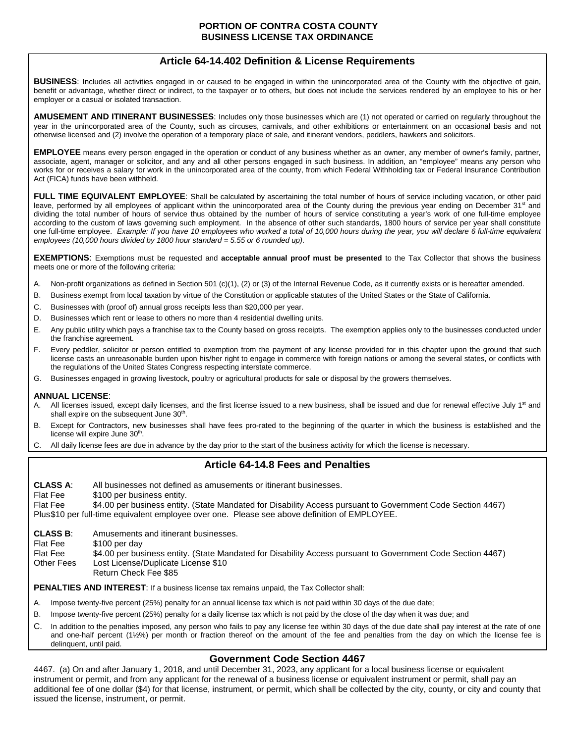# PORTION OF CONTRA COSTA COUNTY
# BUSINESS LICENSE TAX ORDINANCE

## Article 64-14.402 Definition & License Requirements

**BUSINESS**: Includes all activities engaged in or caused to be engaged in within the unincorporated area of the County with the objective of gain, benefit or advantage, whether direct or indirect, to the taxpayer or to others, but does not include the services rendered by an employee to his or her employer or a casual or isolated transaction.

**AMUSEMENT AND ITINERANT BUSINESSES**: Includes only those businesses which are (1) not operated or carried on regularly throughout the year in the unincorporated area of the County, such as circuses, carnivals, and other exhibitions or entertainment on an occasional basis and not otherwise licensed and (2) involve the operation of a temporary place of sale, and itinerant vendors, peddlers, hawkers and solicitors.

**EMPLOYEE** means every person engaged in the operation or conduct of any business whether as an owner, any member of owner's family, partner, associate, agent, manager or solicitor, and any and all other persons engaged in such business. In addition, an "employee" means any person who works for or receives a salary for work in the unincorporated area of the county, from which Federal Withholding tax or Federal Insurance Contribution Act (FICA) funds have been withheld.

**FULL TIME EQUIVALENT EMPLOYEE**: Shall be calculated by ascertaining the total number of hours of service including vacation, or other paid leave, performed by all employees of applicant within the unincorporated area of the County during the previous year ending on December 31st and dividing the total number of hours of service thus obtained by the number of hours of service constituting a year's work of one full-time employee according to the custom of laws governing such employment. In the absence of other such standards, 1800 hours of service per year shall constitute one full-time employee. *Example: If you have 10 employees who worked a total of 10,000 hours during the year, you will declare 6 full-time equivalent employees (10,000 hours divided by 1800 hour standard = 5.55 or 6 rounded up).*

**EXEMPTIONS**: Exemptions must be requested and **acceptable annual proof must be presented** to the Tax Collector that shows the business meets one or more of the following criteria:

A. Non-profit organizations as defined in Section 501 (c)(1), (2) or (3) of the Internal Revenue Code, as it currently exists or is hereafter amended.
B. Business exempt from local taxation by virtue of the Constitution or applicable statutes of the United States or the State of California.
C. Businesses with (proof of) annual gross receipts less than $20,000 per year.
D. Businesses which rent or lease to others no more than 4 residential dwelling units.
E. Any public utility which pays a franchise tax to the County based on gross receipts. The exemption applies only to the businesses conducted under the franchise agreement.
F. Every peddler, solicitor or person entitled to exemption from the payment of any license provided for in this chapter upon the ground that such license casts an unreasonable burden upon his/her right to engage in commerce with foreign nations or among the several states, or conflicts with the regulations of the United States Congress respecting interstate commerce.
G. Businesses engaged in growing livestock, poultry or agricultural products for sale or disposal by the growers themselves.

**ANNUAL LICENSE**:

A. All licenses issued, except daily licenses, and the first license issued to a new business, shall be issued and due for renewal effective July 1st and shall expire on the subsequent June 30th.
B. Except for Contractors, new businesses shall have fees pro-rated to the beginning of the quarter in which the business is established and the license will expire June 30th.
C. All daily license fees are due in advance by the day prior to the start of the business activity for which the license is necessary.

## Article 64-14.8 Fees and Penalties

**CLASS A**: All businesses not defined as amusements or itinerant businesses.
Flat Fee $100 per business entity.
Flat Fee $4.00 per business entity. (State Mandated for Disability Access pursuant to Government Code Section 4467)
Plus $10 per full-time equivalent employee over one. Please see above definition of EMPLOYEE.

**CLASS B**: Amusements and itinerant businesses.
Flat Fee $100 per day
Flat Fee $4.00 per business entity. (State Mandated for Disability Access pursuant to Government Code Section 4467)
Other Fees Lost License/Duplicate License $10
Return Check Fee $85

**PENALTIES AND INTEREST**: If a business license tax remains unpaid, the Tax Collector shall:

A. Impose twenty-five percent (25%) penalty for an annual license tax which is not paid within 30 days of the due date;
B. Impose twenty-five percent (25%) penalty for a daily license tax which is not paid by the close of the day when it was due; and
C. In addition to the penalties imposed, any person who fails to pay any license fee within 30 days of the due date shall pay interest at the rate of one and one-half percent (1½%) per month or fraction thereof on the amount of the fee and penalties from the day on which the license fee is delinquent, until paid.

## Government Code Section 4467

4467. (a) On and after January 1, 2018, and until December 31, 2023, any applicant for a local business license or equivalent instrument or permit, and from any applicant for the renewal of a business license or equivalent instrument or permit, shall pay an additional fee of one dollar ($4) for that license, instrument, or permit, which shall be collected by the city, county, or city and county that issued the license, instrument, or permit.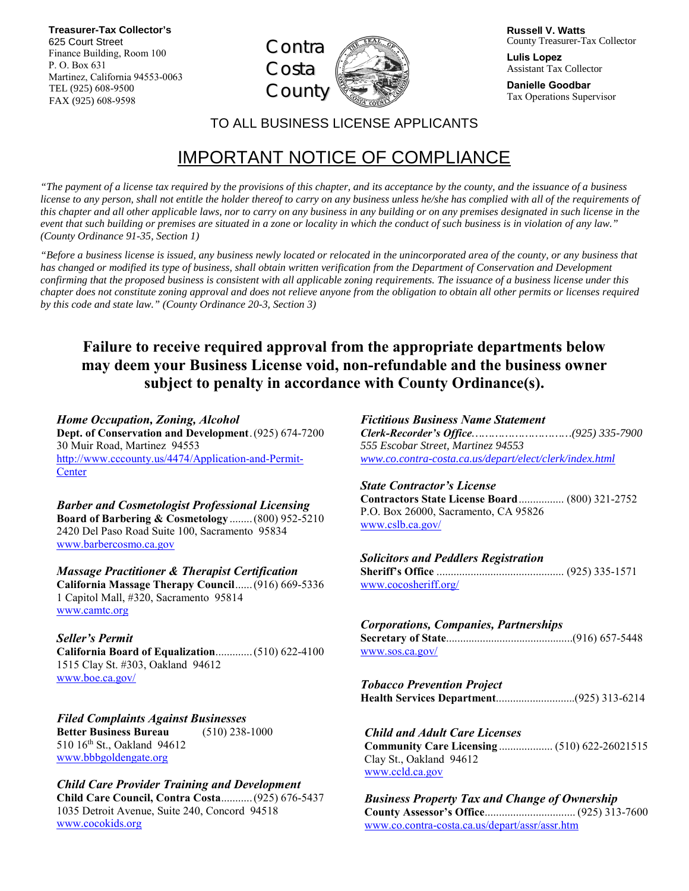**Treasurer-Tax Collector's**
625 Court Street
Finance Building, Room 100
P. O. Box 631
Martinez, California 94553-0063
TEL (925) 608-9500
FAX (925) 608-9598

Contra Costa County

**Russell V. Watts**
County Treasurer-Tax Collector

**Lulis Lopez**
Assistant Tax Collector

**Danielle Goodbar**
Tax Operations Supervisor

TO ALL BUSINESS LICENSE APPLICANTS

# IMPORTANT NOTICE OF COMPLIANCE

*"The payment of a license tax required by the provisions of this chapter, and its acceptance by the county, and the issuance of a business license to any person, shall not entitle the holder thereof to carry on any business unless he/she has complied with all of the requirements of this chapter and all other applicable laws, nor to carry on any business in any building or on any premises designated in such license in the event that such building or premises are situated in a zone or locality in which the conduct of such business is in violation of any law." (County Ordinance 91-35, Section 1)*

*"Before a business license is issued, any business newly located or relocated in the unincorporated area of the county, or any business that has changed or modified its type of business, shall obtain written verification from the Department of Conservation and Development confirming that the proposed business is consistent with all applicable zoning requirements. The issuance of a business license under this chapter does not constitute zoning approval and does not relieve anyone from the obligation to obtain all other permits or licenses required by this code and state law." (County Ordinance 20-3, Section 3)*

## Failure to receive required approval from the appropriate departments below may deem your Business License void, non-refundable and the business owner subject to penalty in accordance with County Ordinance(s).

***Home Occupation, Zoning, Alcohol***
**Dept. of Conservation and Development**. (925) 674-7200
30 Muir Road, Martinez 94553
http://www.cccounty.us/4474/Application-and-Permit-Center

***Barber and Cosmetologist Professional Licensing***
**Board of Barbering & Cosmetology**........ (800) 952-5210
2420 Del Paso Road Suite 100, Sacramento 95834
www.barbercosmo.ca.gov

***Massage Practitioner & Therapist Certification***
**California Massage Therapy Council**...... (916) 669-5336
1 Capitol Mall, #320, Sacramento 95814
www.camtc.org

***Seller's Permit***
**California Board of Equalization**............. (510) 622-4100
1515 Clay St. #303, Oakland 94612
www.boe.ca.gov/

***Filed Complaints Against Businesses***
**Better Business Bureau** (510) 238-1000
510 16th St., Oakland 94612
www.bbbgoldengate.org

***Child Care Provider Training and Development***
**Child Care Council, Contra Costa**........... (925) 676-5437
1035 Detroit Avenue, Suite 240, Concord 94518
www.cocokids.org

***Fictitious Business Name Statement***
***Clerk-Recorder's Office****…………………………(925) 335-7900*
*555 Escobar Street, Martinez 94553*
*www.co.contra-costa.ca.us/depart/elect/clerk/index.html*

***State Contractor's License***
**Contractors State License Board**................ (800) 321-2752
P.O. Box 26000, Sacramento, CA 95826
www.cslb.ca.gov/

***Solicitors and Peddlers Registration***
**Sheriff's Office** ............................................. (925) 335-1571
www.cocosheriff.org/

***Corporations, Companies, Partnerships***
**Secretary of State**.............................................(916) 657-5448
www.sos.ca.gov/

***Tobacco Prevention Project***
**Health Services Department**............................(925) 313-6214

***Child and Adult Care Licenses***
**Community Care Licensing**................... (510) 622-26021515
Clay St., Oakland 94612
www.ccld.ca.gov

***Business Property Tax and Change of Ownership***
**County Assessor's Office**................................ (925) 313-7600
www.co.contra-costa.ca.us/depart/assr/assr.htm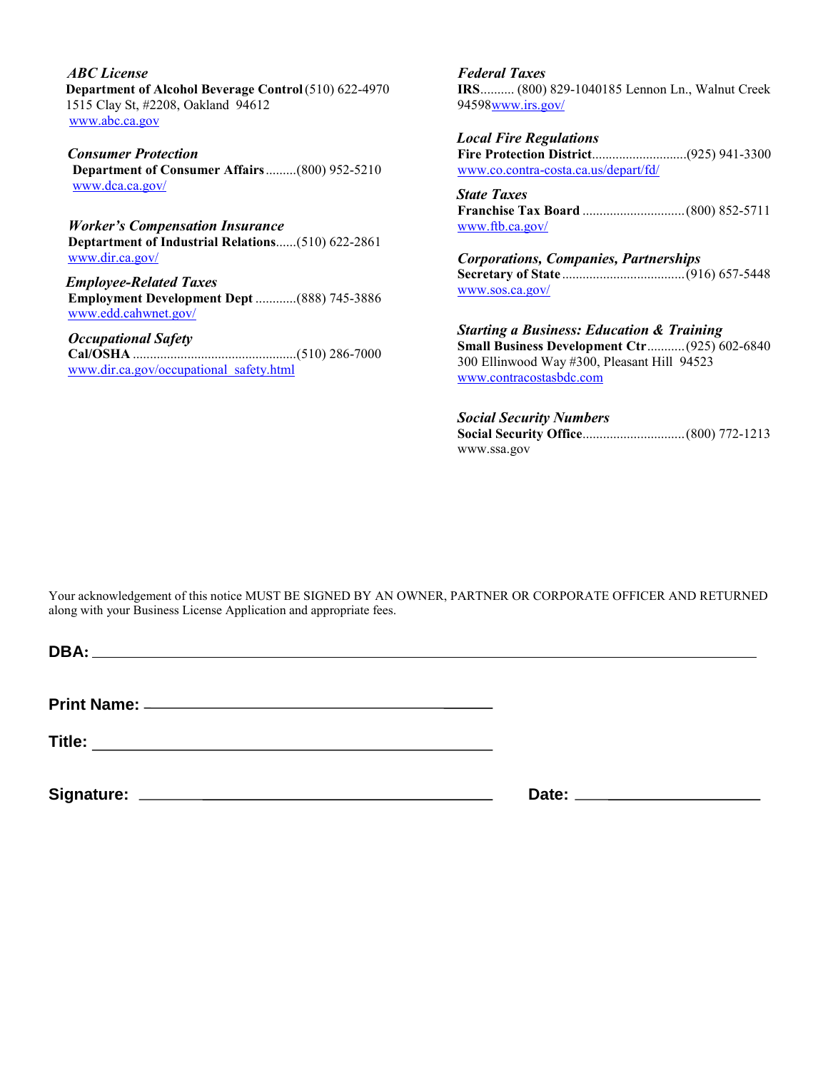***ABC License***
**Department of Alcohol Beverage Control** (510) 622-4970
1515 Clay St, #2208, Oakland 94612
www.abc.ca.gov

***Consumer Protection***
**Department of Consumer Affairs**.........(800) 952-5210
www.dca.ca.gov/

***Worker's Compensation Insurance***
**Deptartment of Industrial Relations**......(510) 622-2861
www.dir.ca.gov/

***Employee-Related Taxes***
**Employment Development Dept** ............(888) 745-3886
www.edd.cahwnet.gov/

***Occupational Safety***
**Cal/OSHA** ................................................(510) 286-7000
www.dir.ca.gov/occupational_safety.html

***Federal Taxes***
**IRS**.......... (800) 829-1040185 Lennon Ln., Walnut Creek 94598www.irs.gov/

***Local Fire Regulations***
**Fire Protection District**............................(925) 941-3300
www.co.contra-costa.ca.us/depart/fd/

***State Taxes***
**Franchise Tax Board** ..............................(800) 852-5711
www.ftb.ca.gov/

***Corporations, Companies, Partnerships***
**Secretary of State**....................................(916) 657-5448
www.sos.ca.gov/

***Starting a Business: Education & Training***
**Small Business Development Ctr**...........(925) 602-6840
300 Ellinwood Way #300, Pleasant Hill 94523
www.contracostasbdc.com

***Social Security Numbers***
**Social Security Office**..............................(800) 772-1213
www.ssa.gov

Your acknowledgement of this notice MUST BE SIGNED BY AN OWNER, PARTNER OR CORPORATE OFFICER AND RETURNED along with your Business License Application and appropriate fees.

**DBA:** ______________________________________________________________

**Print Name:** ______________________________

**Title:** ______________________________

**Signature:** ______________________________ **Date:** ____________________